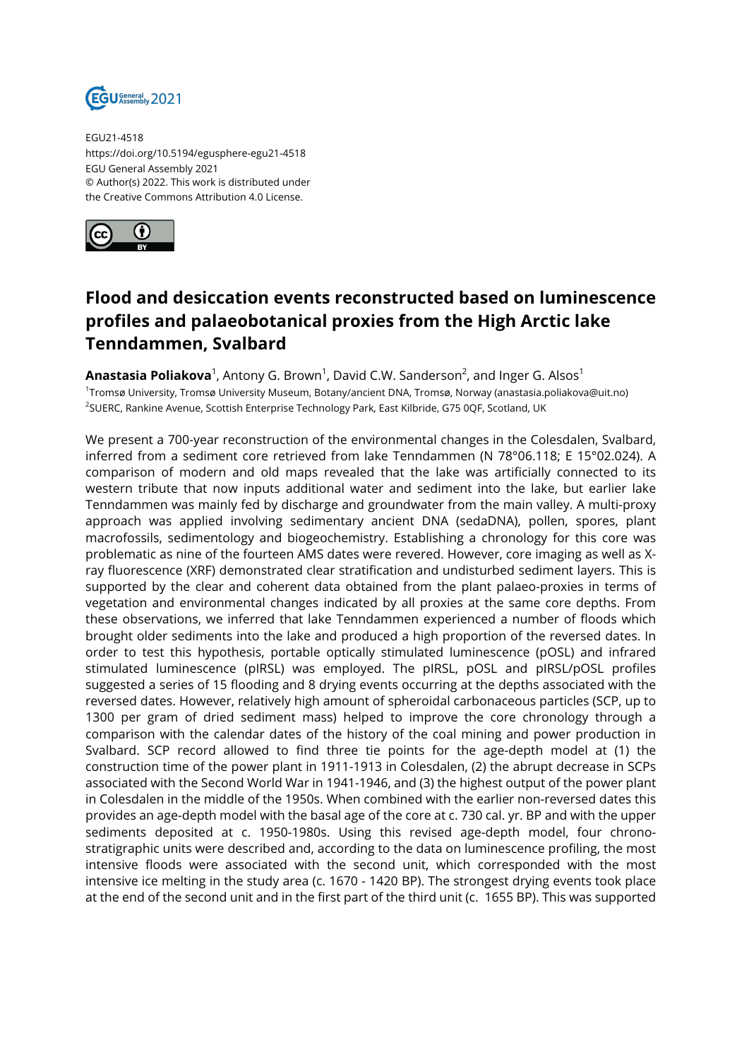EGU21-4518
https://doi.org/10.5194/egusphere-egu21-4518
EGU General Assembly 2021
© Author(s) 2022. This work is distributed under
the Creative Commons Attribution 4.0 License.

# Flood and desiccation events reconstructed based on luminescence profiles and palaeobotanical proxies from the High Arctic lake Tenndammen, Svalbard

**Anastasia Poliakova**[1], Antony G. Brown[1], David C.W. Sanderson[2], and Inger G. Alsos[1]

[1]Tromsø University, Tromsø University Museum, Botany/ancient DNA, Tromsø, Norway (anastasia.poliakova@uit.no)
[2]SUERC, Rankine Avenue, Scottish Enterprise Technology Park, East Kilbride, G75 0QF, Scotland, UK

We present a 700-year reconstruction of the environmental changes in the Colesdalen, Svalbard, inferred from a sediment core retrieved from lake Tenndammen (N 78°06.118; E 15°02.024). A comparison of modern and old maps revealed that the lake was artificially connected to its western tribute that now inputs additional water and sediment into the lake, but earlier lake Tenndammen was mainly fed by discharge and groundwater from the main valley. A multi-proxy approach was applied involving sedimentary ancient DNA (sedaDNA), pollen, spores, plant macrofossils, sedimentology and biogeochemistry. Establishing a chronology for this core was problematic as nine of the fourteen AMS dates were revered. However, core imaging as well as X-ray fluorescence (XRF) demonstrated clear stratification and undisturbed sediment layers. This is supported by the clear and coherent data obtained from the plant palaeo-proxies in terms of vegetation and environmental changes indicated by all proxies at the same core depths. From these observations, we inferred that lake Tenndammen experienced a number of floods which brought older sediments into the lake and produced a high proportion of the reversed dates. In order to test this hypothesis, portable optically stimulated luminescence (pOSL) and infrared stimulated luminescence (pIRSL) was employed. The pIRSL, pOSL and pIRSL/pOSL profiles suggested a series of 15 flooding and 8 drying events occurring at the depths associated with the reversed dates. However, relatively high amount of spheroidal carbonaceous particles (SCP, up to 1300 per gram of dried sediment mass) helped to improve the core chronology through a comparison with the calendar dates of the history of the coal mining and power production in Svalbard. SCP record allowed to find three tie points for the age-depth model at (1) the construction time of the power plant in 1911-1913 in Colesdalen, (2) the abrupt decrease in SCPs associated with the Second World War in 1941-1946, and (3) the highest output of the power plant in Colesdalen in the middle of the 1950s. When combined with the earlier non-reversed dates this provides an age-depth model with the basal age of the core at c. 730 cal. yr. BP and with the upper sediments deposited at c. 1950-1980s. Using this revised age-depth model, four chrono-stratigraphic units were described and, according to the data on luminescence profiling, the most intensive floods were associated with the second unit, which corresponded with the most intensive ice melting in the study area (c. 1670 - 1420 BP). The strongest drying events took place at the end of the second unit and in the first part of the third unit (c. 1655 BP). This was supported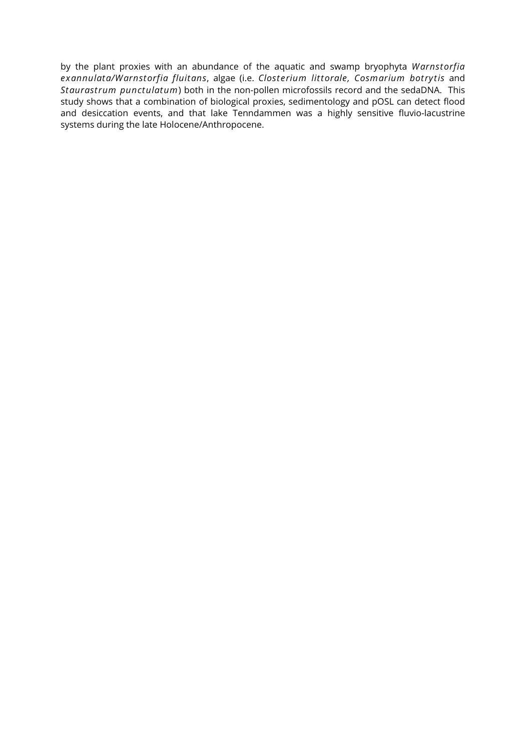by the plant proxies with an abundance of the aquatic and swamp bryophyta *Warnstorfia exannulata/Warnstorfia fluitans*, algae (i.e. *Closterium littorale, Cosmarium botrytis* and *Staurastrum punctulatum*) both in the non-pollen microfossils record and the sedaDNA. This study shows that a combination of biological proxies, sedimentology and pOSL can detect flood and desiccation events, and that lake Tenndammen was a highly sensitive fluvio-lacustrine systems during the late Holocene/Anthropocene.